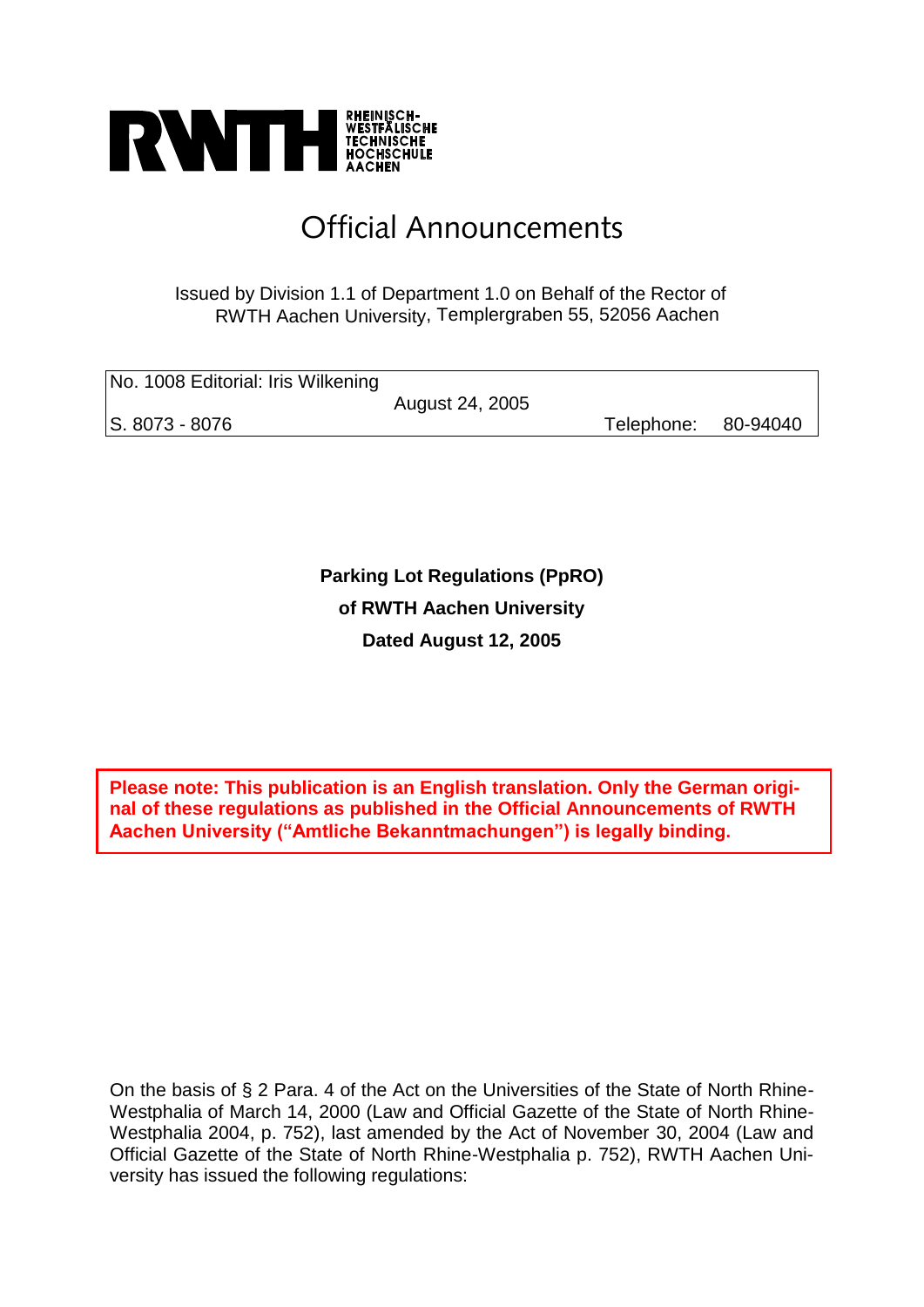RHEINISCH-WESTFÄLISCHE TECHNISCHE HOCHSCHULE AACHEN

# Official Announcements

Issued by Division 1.1 of Department 1.0 on Behalf of the Rector of RWTH Aachen University, Templergraben 55, 52056 Aachen

| No. 1008 Editorial: Iris Wilkening | August 24, 2005 | |
|---|---|---|
| S. 8073 - 8076 | | Telephone: 80-94040 |

**Parking Lot Regulations (PpRO)**
**of RWTH Aachen University**
**Dated August 12, 2005**

**Please note: This publication is an English translation. Only the German original of these regulations as published in the Official Announcements of RWTH Aachen University ("Amtliche Bekanntmachungen") is legally binding.**

On the basis of § 2 Para. 4 of the Act on the Universities of the State of North Rhine-Westphalia of March 14, 2000 (Law and Official Gazette of the State of North Rhine-Westphalia 2004, p. 752), last amended by the Act of November 30, 2004 (Law and Official Gazette of the State of North Rhine-Westphalia p. 752), RWTH Aachen University has issued the following regulations: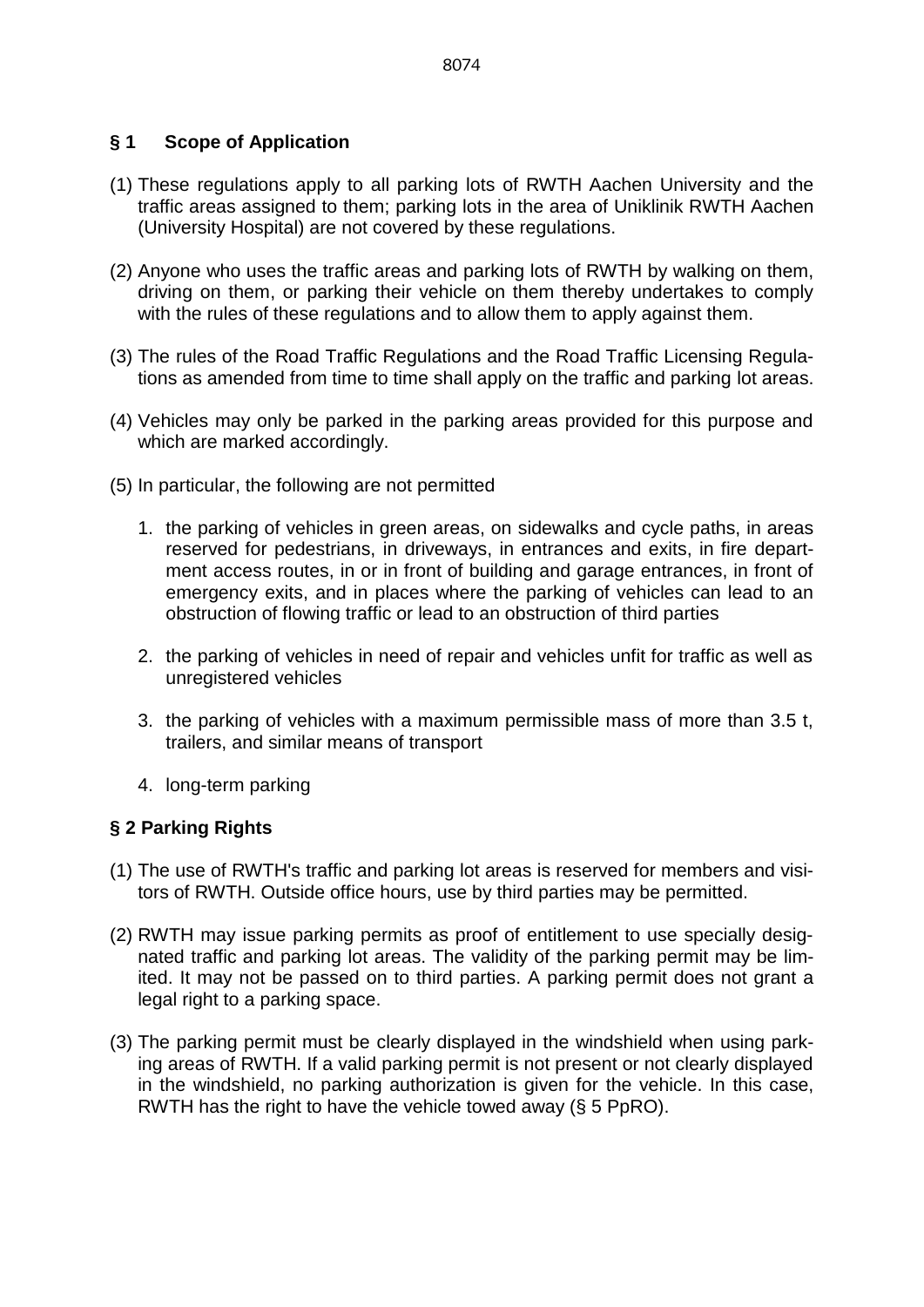## § 1 Scope of Application

(1) These regulations apply to all parking lots of RWTH Aachen University and the traffic areas assigned to them; parking lots in the area of Uniklinik RWTH Aachen (University Hospital) are not covered by these regulations.

(2) Anyone who uses the traffic areas and parking lots of RWTH by walking on them, driving on them, or parking their vehicle on them thereby undertakes to comply with the rules of these regulations and to allow them to apply against them.

(3) The rules of the Road Traffic Regulations and the Road Traffic Licensing Regulations as amended from time to time shall apply on the traffic and parking lot areas.

(4) Vehicles may only be parked in the parking areas provided for this purpose and which are marked accordingly.

(5) In particular, the following are not permitted

1. the parking of vehicles in green areas, on sidewalks and cycle paths, in areas reserved for pedestrians, in driveways, in entrances and exits, in fire department access routes, in or in front of building and garage entrances, in front of emergency exits, and in places where the parking of vehicles can lead to an obstruction of flowing traffic or lead to an obstruction of third parties

2. the parking of vehicles in need of repair and vehicles unfit for traffic as well as unregistered vehicles

3. the parking of vehicles with a maximum permissible mass of more than 3.5 t, trailers, and similar means of transport

4. long-term parking

## § 2 Parking Rights

(1) The use of RWTH's traffic and parking lot areas is reserved for members and visitors of RWTH. Outside office hours, use by third parties may be permitted.

(2) RWTH may issue parking permits as proof of entitlement to use specially designated traffic and parking lot areas. The validity of the parking permit may be limited. It may not be passed on to third parties. A parking permit does not grant a legal right to a parking space.

(3) The parking permit must be clearly displayed in the windshield when using parking areas of RWTH. If a valid parking permit is not present or not clearly displayed in the windshield, no parking authorization is given for the vehicle. In this case, RWTH has the right to have the vehicle towed away (§ 5 PpRO).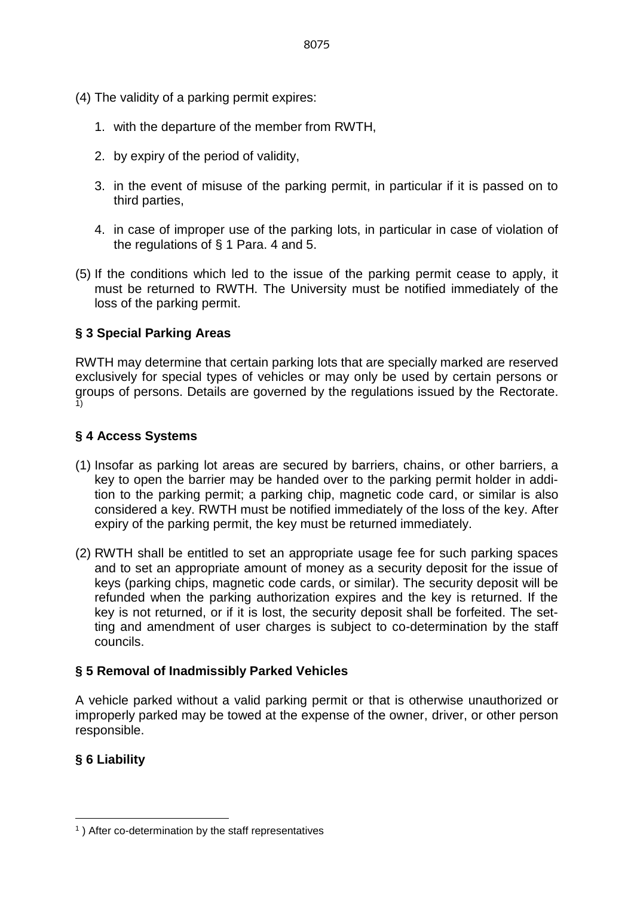(4) The validity of a parking permit expires:

1. with the departure of the member from RWTH,
2. by expiry of the period of validity,
3. in the event of misuse of the parking permit, in particular if it is passed on to third parties,
4. in case of improper use of the parking lots, in particular in case of violation of the regulations of § 1 Para. 4 and 5.

(5) If the conditions which led to the issue of the parking permit cease to apply, it must be returned to RWTH. The University must be notified immediately of the loss of the parking permit.

## § 3 Special Parking Areas

RWTH may determine that certain parking lots that are specially marked are reserved exclusively for special types of vehicles or may only be used by certain persons or groups of persons. Details are governed by the regulations issued by the Rectorate. [1)]

## § 4 Access Systems

(1) Insofar as parking lot areas are secured by barriers, chains, or other barriers, a key to open the barrier may be handed over to the parking permit holder in addition to the parking permit; a parking chip, magnetic code card, or similar is also considered a key. RWTH must be notified immediately of the loss of the key. After expiry of the parking permit, the key must be returned immediately.

(2) RWTH shall be entitled to set an appropriate usage fee for such parking spaces and to set an appropriate amount of money as a security deposit for the issue of keys (parking chips, magnetic code cards, or similar). The security deposit will be refunded when the parking authorization expires and the key is returned. If the key is not returned, or if it is lost, the security deposit shall be forfeited. The setting and amendment of user charges is subject to co-determination by the staff councils.

## § 5 Removal of Inadmissibly Parked Vehicles

A vehicle parked without a valid parking permit or that is otherwise unauthorized or improperly parked may be towed at the expense of the owner, driver, or other person responsible.

## § 6 Liability

---

[1] ) After co-determination by the staff representatives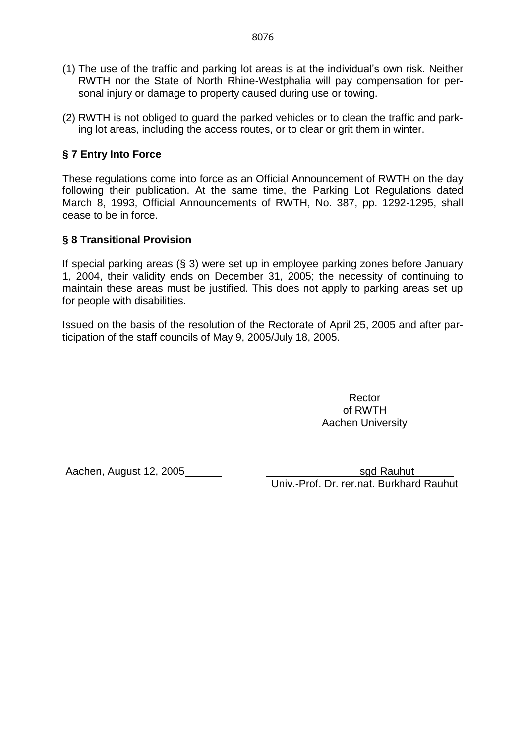(1) The use of the traffic and parking lot areas is at the individual's own risk. Neither RWTH nor the State of North Rhine-Westphalia will pay compensation for personal injury or damage to property caused during use or towing.

(2) RWTH is not obliged to guard the parked vehicles or to clean the traffic and parking lot areas, including the access routes, or to clear or grit them in winter.

### § 7 Entry Into Force

These regulations come into force as an Official Announcement of RWTH on the day following their publication. At the same time, the Parking Lot Regulations dated March 8, 1993, Official Announcements of RWTH, No. 387, pp. 1292-1295, shall cease to be in force.

### § 8 Transitional Provision

If special parking areas (§ 3) were set up in employee parking zones before January 1, 2004, their validity ends on December 31, 2005; the necessity of continuing to maintain these areas must be justified. This does not apply to parking areas set up for people with disabilities.

Issued on the basis of the resolution of the Rectorate of April 25, 2005 and after participation of the staff councils of May 9, 2005/July 18, 2005.

Rector
of RWTH
Aachen University

Aachen, August 12, 2005

sgd Rauhut
Univ.-Prof. Dr. rer.nat. Burkhard Rauhut